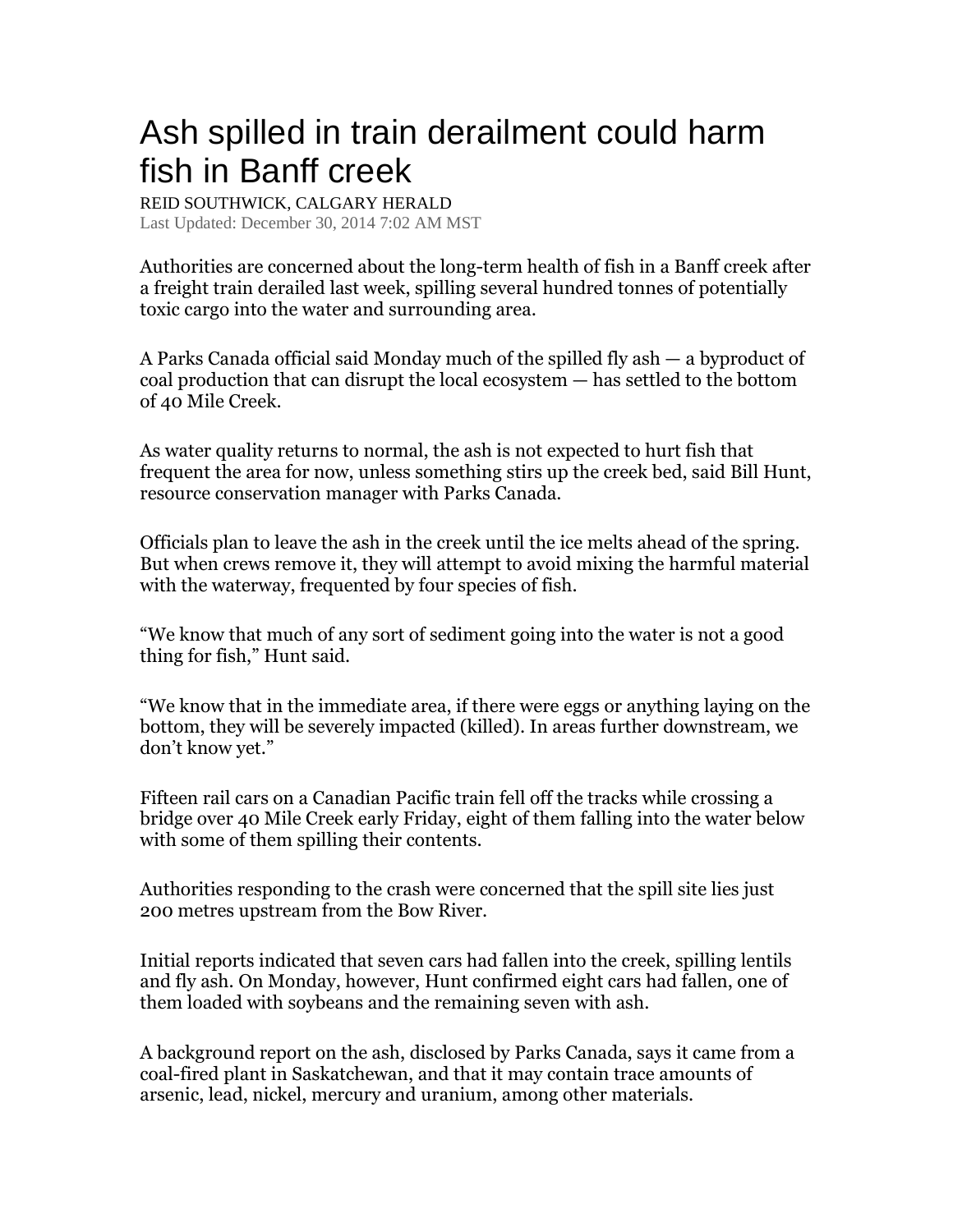# Ash spilled in train derailment could harm fish in Banff creek

REID SOUTHWICK, CALGARY HERALD
Last Updated: December 30, 2014 7:02 AM MST

Authorities are concerned about the long-term health of fish in a Banff creek after a freight train derailed last week, spilling several hundred tonnes of potentially toxic cargo into the water and surrounding area.

A Parks Canada official said Monday much of the spilled fly ash — a byproduct of coal production that can disrupt the local ecosystem — has settled to the bottom of 40 Mile Creek.

As water quality returns to normal, the ash is not expected to hurt fish that frequent the area for now, unless something stirs up the creek bed, said Bill Hunt, resource conservation manager with Parks Canada.

Officials plan to leave the ash in the creek until the ice melts ahead of the spring. But when crews remove it, they will attempt to avoid mixing the harmful material with the waterway, frequented by four species of fish.

"We know that much of any sort of sediment going into the water is not a good thing for fish," Hunt said.

"We know that in the immediate area, if there were eggs or anything laying on the bottom, they will be severely impacted (killed). In areas further downstream, we don't know yet."

Fifteen rail cars on a Canadian Pacific train fell off the tracks while crossing a bridge over 40 Mile Creek early Friday, eight of them falling into the water below with some of them spilling their contents.

Authorities responding to the crash were concerned that the spill site lies just 200 metres upstream from the Bow River.

Initial reports indicated that seven cars had fallen into the creek, spilling lentils and fly ash. On Monday, however, Hunt confirmed eight cars had fallen, one of them loaded with soybeans and the remaining seven with ash.

A background report on the ash, disclosed by Parks Canada, says it came from a coal-fired plant in Saskatchewan, and that it may contain trace amounts of arsenic, lead, nickel, mercury and uranium, among other materials.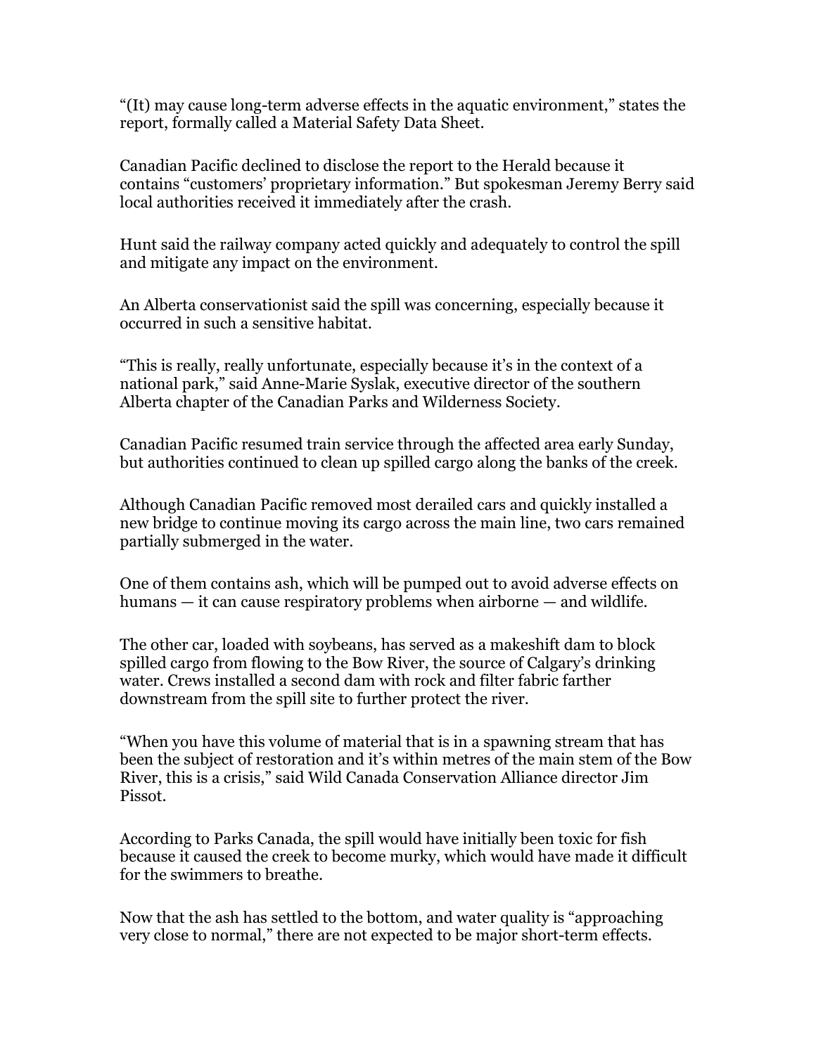"(It) may cause long-term adverse effects in the aquatic environment," states the report, formally called a Material Safety Data Sheet.

Canadian Pacific declined to disclose the report to the Herald because it contains "customers' proprietary information." But spokesman Jeremy Berry said local authorities received it immediately after the crash.

Hunt said the railway company acted quickly and adequately to control the spill and mitigate any impact on the environment.

An Alberta conservationist said the spill was concerning, especially because it occurred in such a sensitive habitat.

"This is really, really unfortunate, especially because it's in the context of a national park," said Anne-Marie Syslak, executive director of the southern Alberta chapter of the Canadian Parks and Wilderness Society.

Canadian Pacific resumed train service through the affected area early Sunday, but authorities continued to clean up spilled cargo along the banks of the creek.

Although Canadian Pacific removed most derailed cars and quickly installed a new bridge to continue moving its cargo across the main line, two cars remained partially submerged in the water.

One of them contains ash, which will be pumped out to avoid adverse effects on humans — it can cause respiratory problems when airborne — and wildlife.

The other car, loaded with soybeans, has served as a makeshift dam to block spilled cargo from flowing to the Bow River, the source of Calgary's drinking water. Crews installed a second dam with rock and filter fabric farther downstream from the spill site to further protect the river.

"When you have this volume of material that is in a spawning stream that has been the subject of restoration and it's within metres of the main stem of the Bow River, this is a crisis," said Wild Canada Conservation Alliance director Jim Pissot.

According to Parks Canada, the spill would have initially been toxic for fish because it caused the creek to become murky, which would have made it difficult for the swimmers to breathe.

Now that the ash has settled to the bottom, and water quality is "approaching very close to normal," there are not expected to be major short-term effects.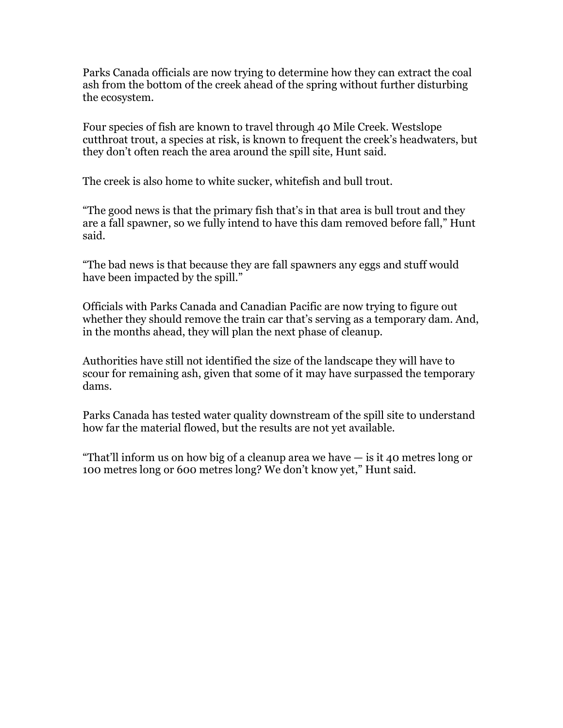Parks Canada officials are now trying to determine how they can extract the coal ash from the bottom of the creek ahead of the spring without further disturbing the ecosystem.

Four species of fish are known to travel through 40 Mile Creek. Westslope cutthroat trout, a species at risk, is known to frequent the creek's headwaters, but they don't often reach the area around the spill site, Hunt said.

The creek is also home to white sucker, whitefish and bull trout.

"The good news is that the primary fish that's in that area is bull trout and they are a fall spawner, so we fully intend to have this dam removed before fall," Hunt said.

"The bad news is that because they are fall spawners any eggs and stuff would have been impacted by the spill."

Officials with Parks Canada and Canadian Pacific are now trying to figure out whether they should remove the train car that's serving as a temporary dam. And, in the months ahead, they will plan the next phase of cleanup.

Authorities have still not identified the size of the landscape they will have to scour for remaining ash, given that some of it may have surpassed the temporary dams.

Parks Canada has tested water quality downstream of the spill site to understand how far the material flowed, but the results are not yet available.

"That'll inform us on how big of a cleanup area we have — is it 40 metres long or 100 metres long or 600 metres long? We don't know yet," Hunt said.